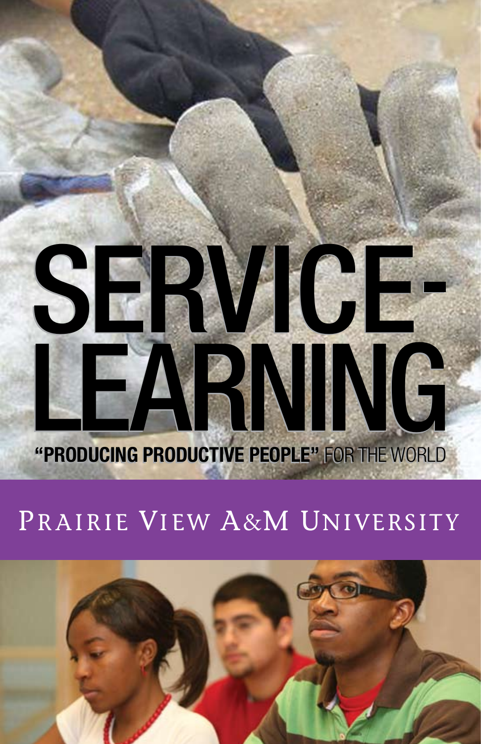# SERVICE-LEARNING

**"PRODUCING PRODUCTIVE PEOPLE"** FOR THE WORLD

## Prairie View A&M University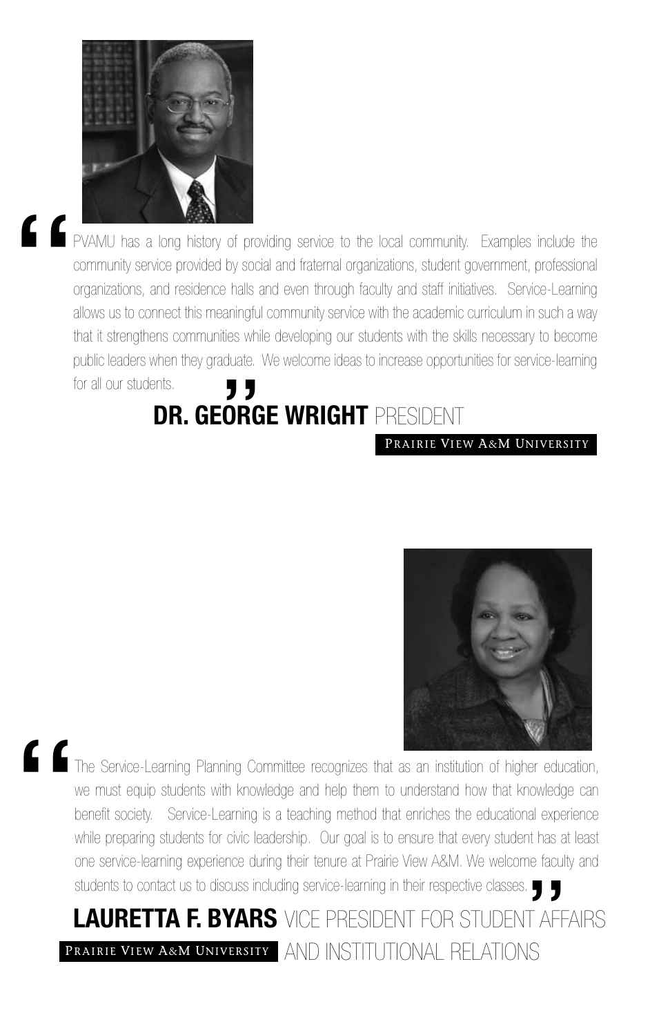"PVAMU has a long history of providing service to the local community. Examples include the community service provided by social and fraternal organizations, student government, professional organizations, and residence halls and even through faculty and staff initiatives. Service-Learning allows us to connect this meaningful community service with the academic curriculum in such a way that it strengthens communities while developing our students with the skills necessary to become public leaders when they graduate. We welcome ideas to increase opportunities for service-learning for all our students."

**DR. GEORGE WRIGHT** PRESIDENT
PRAIRIE VIEW A&M UNIVERSITY

"The Service-Learning Planning Committee recognizes that as an institution of higher education, we must equip students with knowledge and help them to understand how that knowledge can benefit society. Service-Learning is a teaching method that enriches the educational experience while preparing students for civic leadership. Our goal is to ensure that every student has at least one service-learning experience during their tenure at Prairie View A&M. We welcome faculty and students to contact us to discuss including service-learning in their respective classes."

**LAURETTA F. BYARS** VICE PRESIDENT FOR STUDENT AFFAIRS AND INSTITUTIONAL RELATIONS
PRAIRIE VIEW A&M UNIVERSITY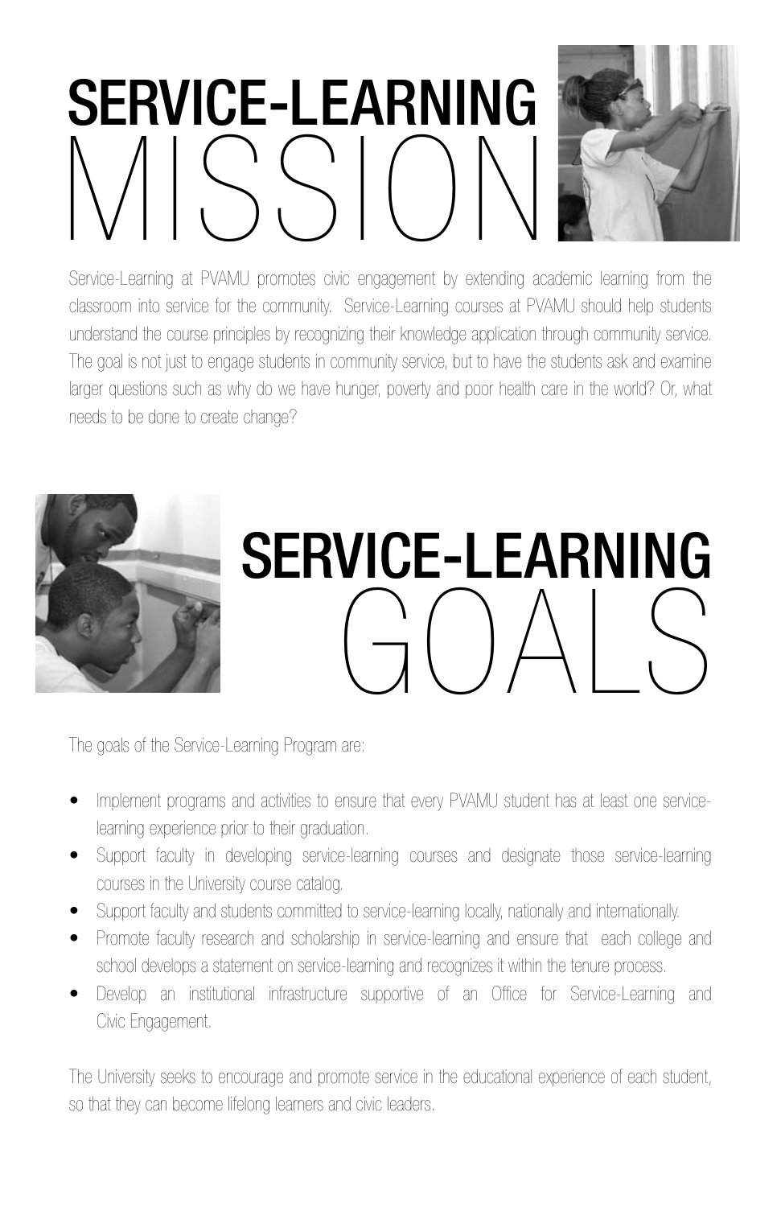# SERVICE-LEARNING MISSION

Service-Learning at PVAMU promotes civic engagement by extending academic learning from the classroom into service for the community. Service-Learning courses at PVAMU should help students understand the course principles by recognizing their knowledge application through community service. The goal is not just to engage students in community service, but to have the students ask and examine larger questions such as why do we have hunger, poverty and poor health care in the world? Or, what needs to be done to create change?

# SERVICE-LEARNING GOALS

The goals of the Service-Learning Program are:

- Implement programs and activities to ensure that every PVAMU student has at least one service-learning experience prior to their graduation.
- Support faculty in developing service-learning courses and designate those service-learning courses in the University course catalog.
- Support faculty and students committed to service-learning locally, nationally and internationally.
- Promote faculty research and scholarship in service-learning and ensure that each college and school develops a statement on service-learning and recognizes it within the tenure process.
- Develop an institutional infrastructure supportive of an Office for Service-Learning and Civic Engagement.

The University seeks to encourage and promote service in the educational experience of each student, so that they can become lifelong learners and civic leaders.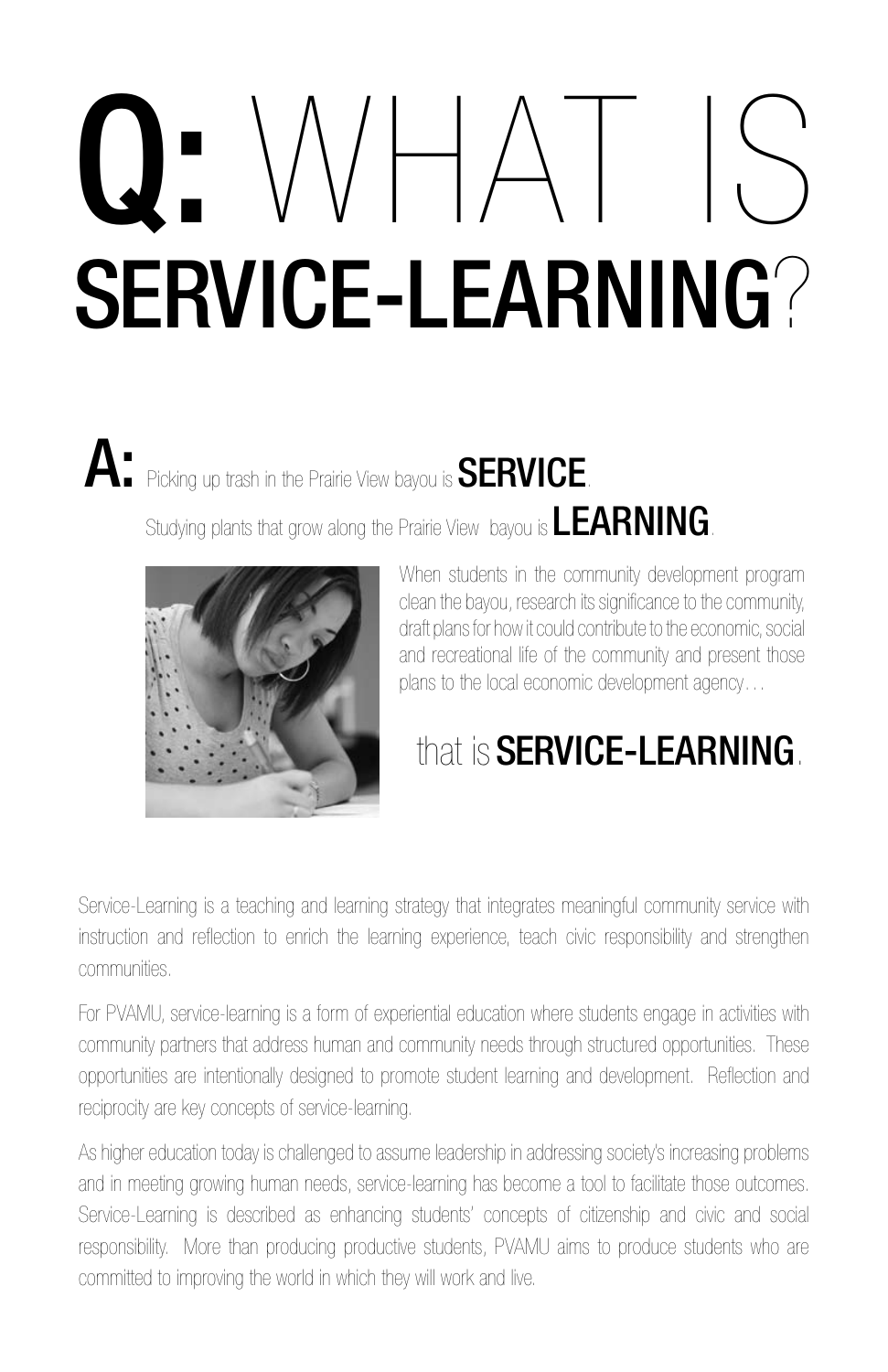# Q: WHAT IS SERVICE-LEARNING?

**A:** Picking up trash in the Prairie View bayou is **SERVICE**.

Studying plants that grow along the Prairie View bayou is **LEARNING**.

When students in the community development program clean the bayou, research its significance to the community, draft plans for how it could contribute to the economic, social and recreational life of the community and present those plans to the local economic development agency…

that is **SERVICE-LEARNING**.

Service-Learning is a teaching and learning strategy that integrates meaningful community service with instruction and reflection to enrich the learning experience, teach civic responsibility and strengthen communities.

For PVAMU, service-learning is a form of experiential education where students engage in activities with community partners that address human and community needs through structured opportunities. These opportunities are intentionally designed to promote student learning and development. Reflection and reciprocity are key concepts of service-learning.

As higher education today is challenged to assume leadership in addressing society's increasing problems and in meeting growing human needs, service-learning has become a tool to facilitate those outcomes. Service-Learning is described as enhancing students' concepts of citizenship and civic and social responsibility. More than producing productive students, PVAMU aims to produce students who are committed to improving the world in which they will work and live.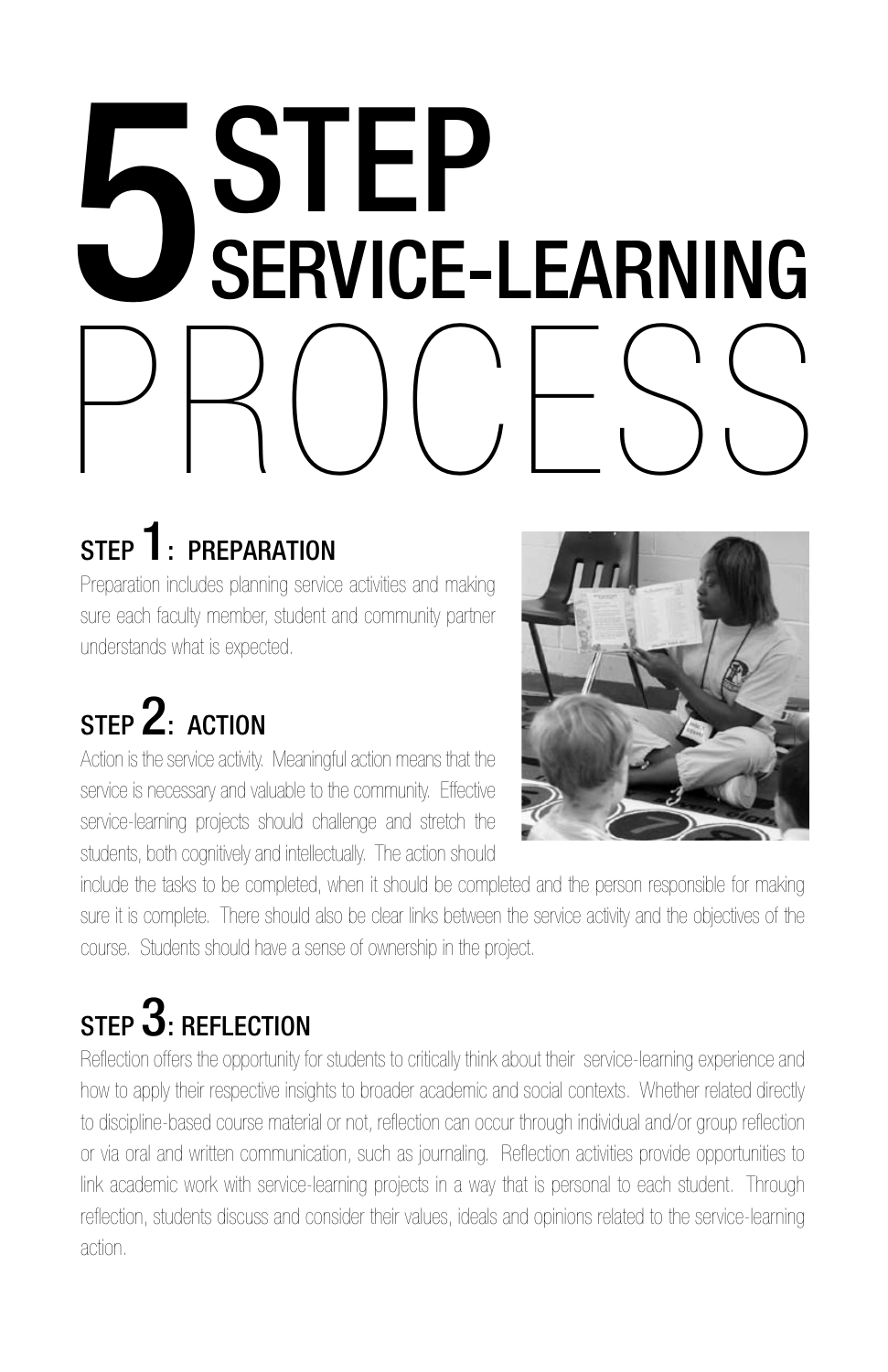# 5 STEP SERVICE-LEARNING PROCESS

## STEP 1: PREPARATION

Preparation includes planning service activities and making sure each faculty member, student and community partner understands what is expected.

## STEP 2: ACTION

Action is the service activity. Meaningful action means that the service is necessary and valuable to the community. Effective service-learning projects should challenge and stretch the students, both cognitively and intellectually. The action should include the tasks to be completed, when it should be completed and the person responsible for making sure it is complete. There should also be clear links between the service activity and the objectives of the course. Students should have a sense of ownership in the project.

## STEP 3: REFLECTION

Reflection offers the opportunity for students to critically think about their service-learning experience and how to apply their respective insights to broader academic and social contexts. Whether related directly to discipline-based course material or not, reflection can occur through individual and/or group reflection or via oral and written communication, such as journaling. Reflection activities provide opportunities to link academic work with service-learning projects in a way that is personal to each student. Through reflection, students discuss and consider their values, ideals and opinions related to the service-learning action.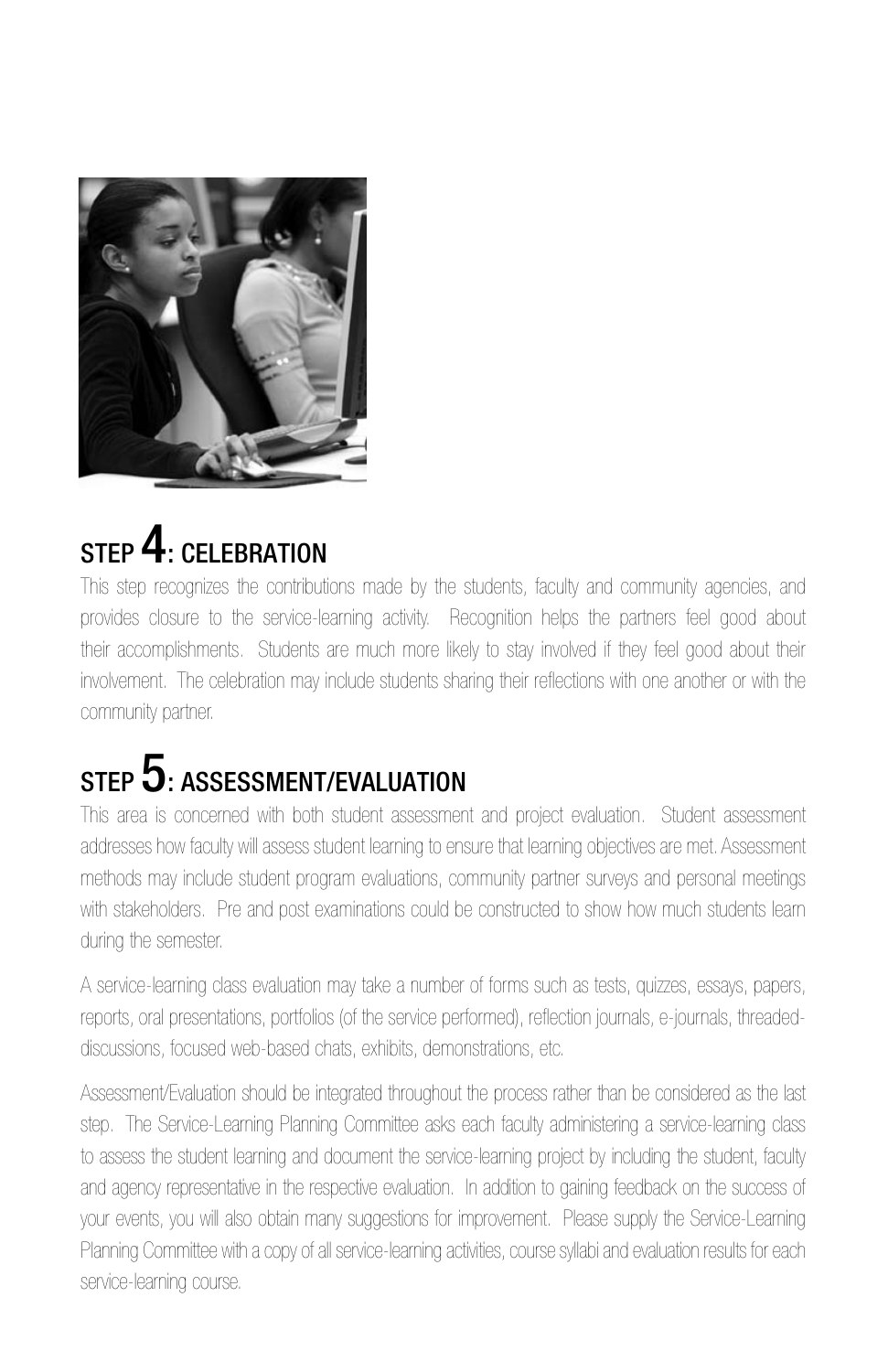## STEP 4: CELEBRATION

This step recognizes the contributions made by the students, faculty and community agencies, and provides closure to the service-learning activity. Recognition helps the partners feel good about their accomplishments. Students are much more likely to stay involved if they feel good about their involvement. The celebration may include students sharing their reflections with one another or with the community partner.

## STEP 5: ASSESSMENT/EVALUATION

This area is concerned with both student assessment and project evaluation. Student assessment addresses how faculty will assess student learning to ensure that learning objectives are met. Assessment methods may include student program evaluations, community partner surveys and personal meetings with stakeholders. Pre and post examinations could be constructed to show how much students learn during the semester.

A service-learning class evaluation may take a number of forms such as tests, quizzes, essays, papers, reports, oral presentations, portfolios (of the service performed), reflection journals, e-journals, threaded-discussions, focused web-based chats, exhibits, demonstrations, etc.

Assessment/Evaluation should be integrated throughout the process rather than be considered as the last step. The Service-Learning Planning Committee asks each faculty administering a service-learning class to assess the student learning and document the service-learning project by including the student, faculty and agency representative in the respective evaluation. In addition to gaining feedback on the success of your events, you will also obtain many suggestions for improvement. Please supply the Service-Learning Planning Committee with a copy of all service-learning activities, course syllabi and evaluation results for each service-learning course.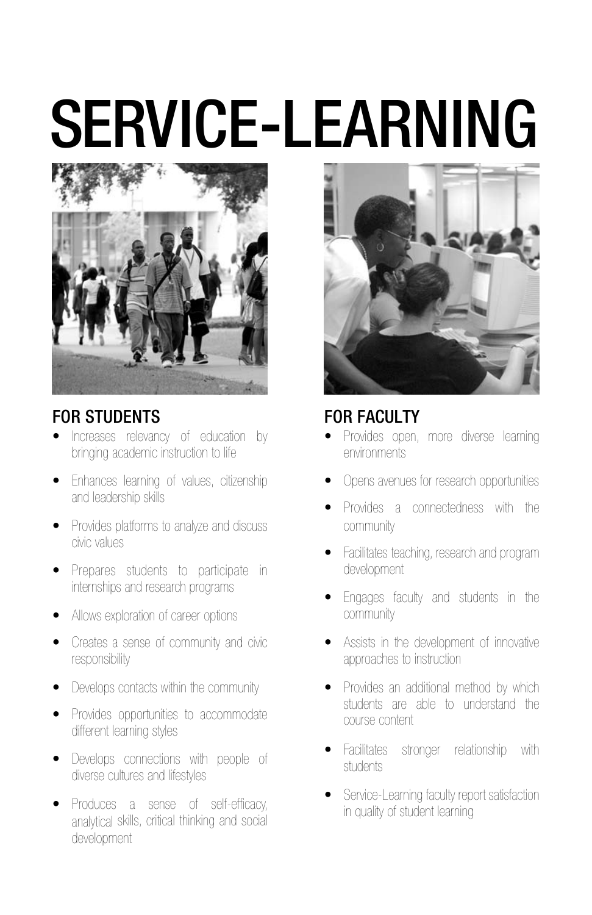# SERVICE-LEARNING

## FOR STUDENTS

- Increases relevancy of education by bringing academic instruction to life
- Enhances learning of values, citizenship and leadership skills
- Provides platforms to analyze and discuss civic values
- Prepares students to participate in internships and research programs
- Allows exploration of career options
- Creates a sense of community and civic responsibility
- Develops contacts within the community
- Provides opportunities to accommodate different learning styles
- Develops connections with people of diverse cultures and lifestyles
- Produces a sense of self-efficacy, analytical skills, critical thinking and social development

## FOR FACULTY

- Provides open, more diverse learning environments
- Opens avenues for research opportunities
- Provides a connectedness with the community
- Facilitates teaching, research and program development
- Engages faculty and students in the community
- Assists in the development of innovative approaches to instruction
- Provides an additional method by which students are able to understand the course content
- Facilitates stronger relationship with students
- Service-Learning faculty report satisfaction in quality of student learning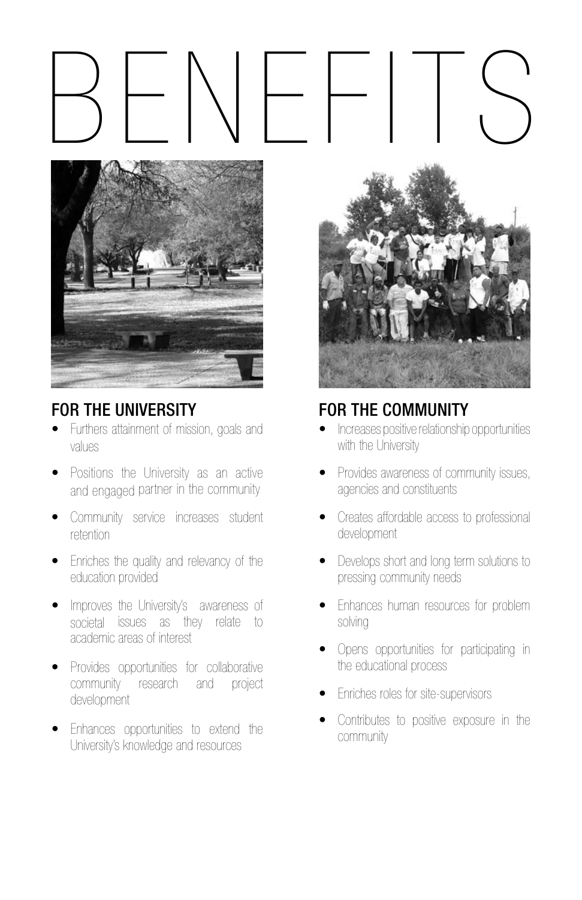# BENEFITS

## FOR THE UNIVERSITY

- Furthers attainment of mission, goals and values
- Positions the University as an active and engaged partner in the community
- Community service increases student retention
- Enriches the quality and relevancy of the education provided
- Improves the University's awareness of societal issues as they relate to academic areas of interest
- Provides opportunities for collaborative community research and project development
- Enhances opportunities to extend the University's knowledge and resources

## FOR THE COMMUNITY

- Increases positive relationship opportunities with the University
- Provides awareness of community issues, agencies and constituents
- Creates affordable access to professional development
- Develops short and long term solutions to pressing community needs
- Enhances human resources for problem solving
- Opens opportunities for participating in the educational process
- Enriches roles for site-supervisors
- Contributes to positive exposure in the community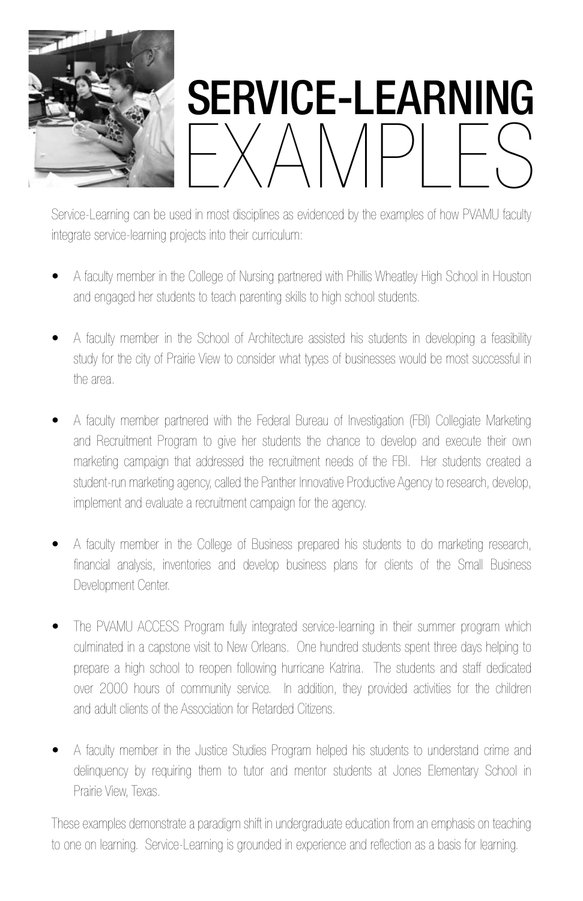# SERVICE-LEARNING EXAMPLES

Service-Learning can be used in most disciplines as evidenced by the examples of how PVAMU faculty integrate service-learning projects into their curriculum:

- A faculty member in the College of Nursing partnered with Phillis Wheatley High School in Houston and engaged her students to teach parenting skills to high school students.

- A faculty member in the School of Architecture assisted his students in developing a feasibility study for the city of Prairie View to consider what types of businesses would be most successful in the area.

- A faculty member partnered with the Federal Bureau of Investigation (FBI) Collegiate Marketing and Recruitment Program to give her students the chance to develop and execute their own marketing campaign that addressed the recruitment needs of the FBI. Her students created a student-run marketing agency, called the Panther Innovative Productive Agency to research, develop, implement and evaluate a recruitment campaign for the agency.

- A faculty member in the College of Business prepared his students to do marketing research, financial analysis, inventories and develop business plans for clients of the Small Business Development Center.

- The PVAMU ACCESS Program fully integrated service-learning in their summer program which culminated in a capstone visit to New Orleans. One hundred students spent three days helping to prepare a high school to reopen following hurricane Katrina. The students and staff dedicated over 2000 hours of community service. In addition, they provided activities for the children and adult clients of the Association for Retarded Citizens.

- A faculty member in the Justice Studies Program helped his students to understand crime and delinquency by requiring them to tutor and mentor students at Jones Elementary School in Prairie View, Texas.

These examples demonstrate a paradigm shift in undergraduate education from an emphasis on teaching to one on learning. Service-Learning is grounded in experience and reflection as a basis for learning.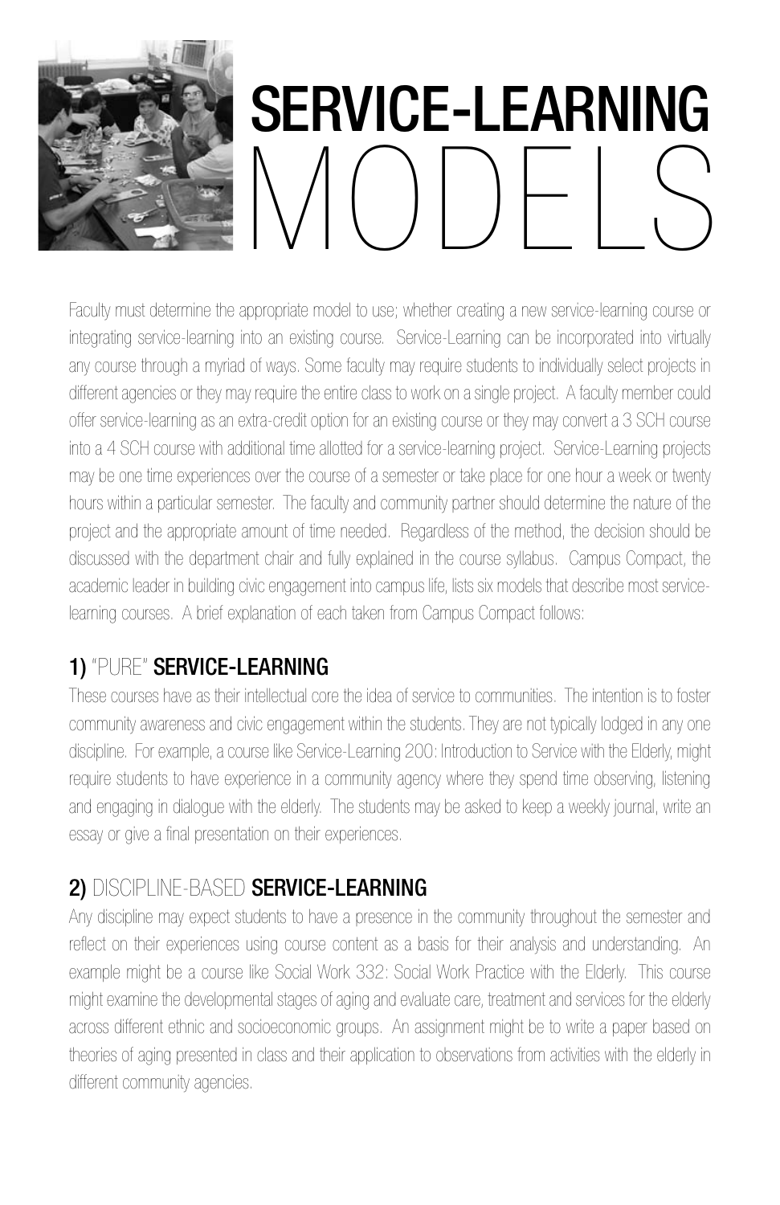# SERVICE-LEARNING MODELS

Faculty must determine the appropriate model to use; whether creating a new service-learning course or integrating service-learning into an existing course. Service-Learning can be incorporated into virtually any course through a myriad of ways. Some faculty may require students to individually select projects in different agencies or they may require the entire class to work on a single project. A faculty member could offer service-learning as an extra-credit option for an existing course or they may convert a 3 SCH course into a 4 SCH course with additional time allotted for a service-learning project. Service-Learning projects may be one time experiences over the course of a semester or take place for one hour a week or twenty hours within a particular semester. The faculty and community partner should determine the nature of the project and the appropriate amount of time needed. Regardless of the method, the decision should be discussed with the department chair and fully explained in the course syllabus. Campus Compact, the academic leader in building civic engagement into campus life, lists six models that describe most service-learning courses. A brief explanation of each taken from Campus Compact follows:

## 1) "PURE" SERVICE-LEARNING

These courses have as their intellectual core the idea of service to communities. The intention is to foster community awareness and civic engagement within the students. They are not typically lodged in any one discipline. For example, a course like Service-Learning 200: Introduction to Service with the Elderly, might require students to have experience in a community agency where they spend time observing, listening and engaging in dialogue with the elderly. The students may be asked to keep a weekly journal, write an essay or give a final presentation on their experiences.

## 2) DISCIPLINE-BASED SERVICE-LEARNING

Any discipline may expect students to have a presence in the community throughout the semester and reflect on their experiences using course content as a basis for their analysis and understanding. An example might be a course like Social Work 332: Social Work Practice with the Elderly. This course might examine the developmental stages of aging and evaluate care, treatment and services for the elderly across different ethnic and socioeconomic groups. An assignment might be to write a paper based on theories of aging presented in class and their application to observations from activities with the elderly in different community agencies.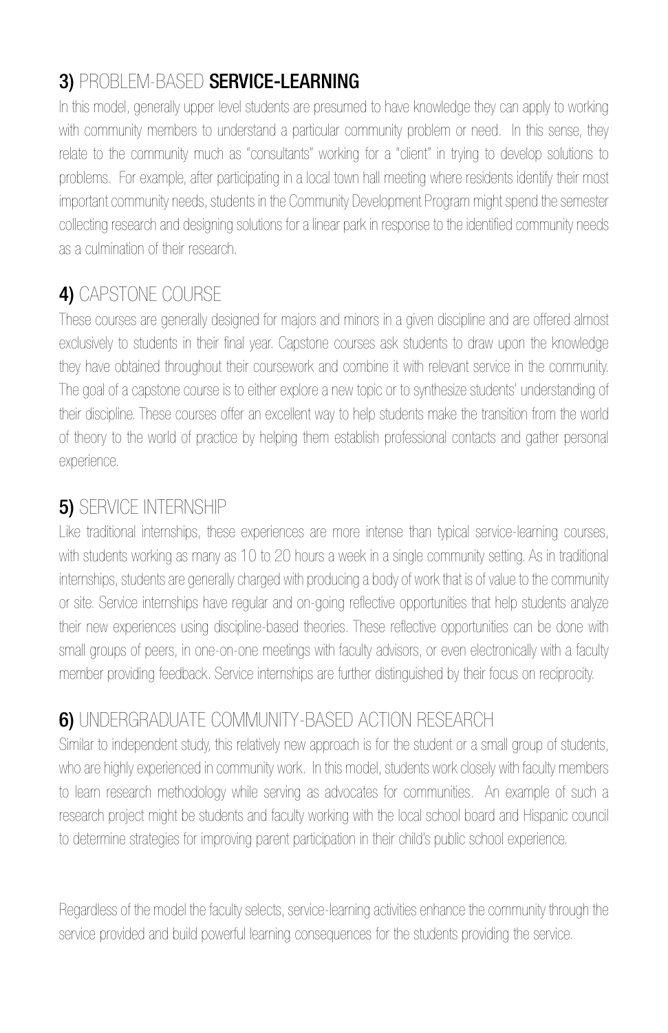## **3)** PROBLEM-BASED **SERVICE-LEARNING**

In this model, generally upper level students are presumed to have knowledge they can apply to working with community members to understand a particular community problem or need. In this sense, they relate to the community much as "consultants" working for a "client" in trying to develop solutions to problems. For example, after participating in a local town hall meeting where residents identify their most important community needs, students in the Community Development Program might spend the semester collecting research and designing solutions for a linear park in response to the identified community needs as a culmination of their research.

## **4)** CAPSTONE COURSE

These courses are generally designed for majors and minors in a given discipline and are offered almost exclusively to students in their final year. Capstone courses ask students to draw upon the knowledge they have obtained throughout their coursework and combine it with relevant service in the community. The goal of a capstone course is to either explore a new topic or to synthesize students' understanding of their discipline. These courses offer an excellent way to help students make the transition from the world of theory to the world of practice by helping them establish professional contacts and gather personal experience.

## **5)** SERVICE INTERNSHIP

Like traditional internships, these experiences are more intense than typical service-learning courses, with students working as many as 10 to 20 hours a week in a single community setting. As in traditional internships, students are generally charged with producing a body of work that is of value to the community or site. Service internships have regular and on-going reflective opportunities that help students analyze their new experiences using discipline-based theories. These reflective opportunities can be done with small groups of peers, in one-on-one meetings with faculty advisors, or even electronically with a faculty member providing feedback. Service internships are further distinguished by their focus on reciprocity.

## **6)** UNDERGRADUATE COMMUNITY-BASED ACTION RESEARCH

Similar to independent study, this relatively new approach is for the student or a small group of students, who are highly experienced in community work. In this model, students work closely with faculty members to learn research methodology while serving as advocates for communities. An example of such a research project might be students and faculty working with the local school board and Hispanic council to determine strategies for improving parent participation in their child's public school experience.

Regardless of the model the faculty selects, service-learning activities enhance the community through the service provided and build powerful learning consequences for the students providing the service.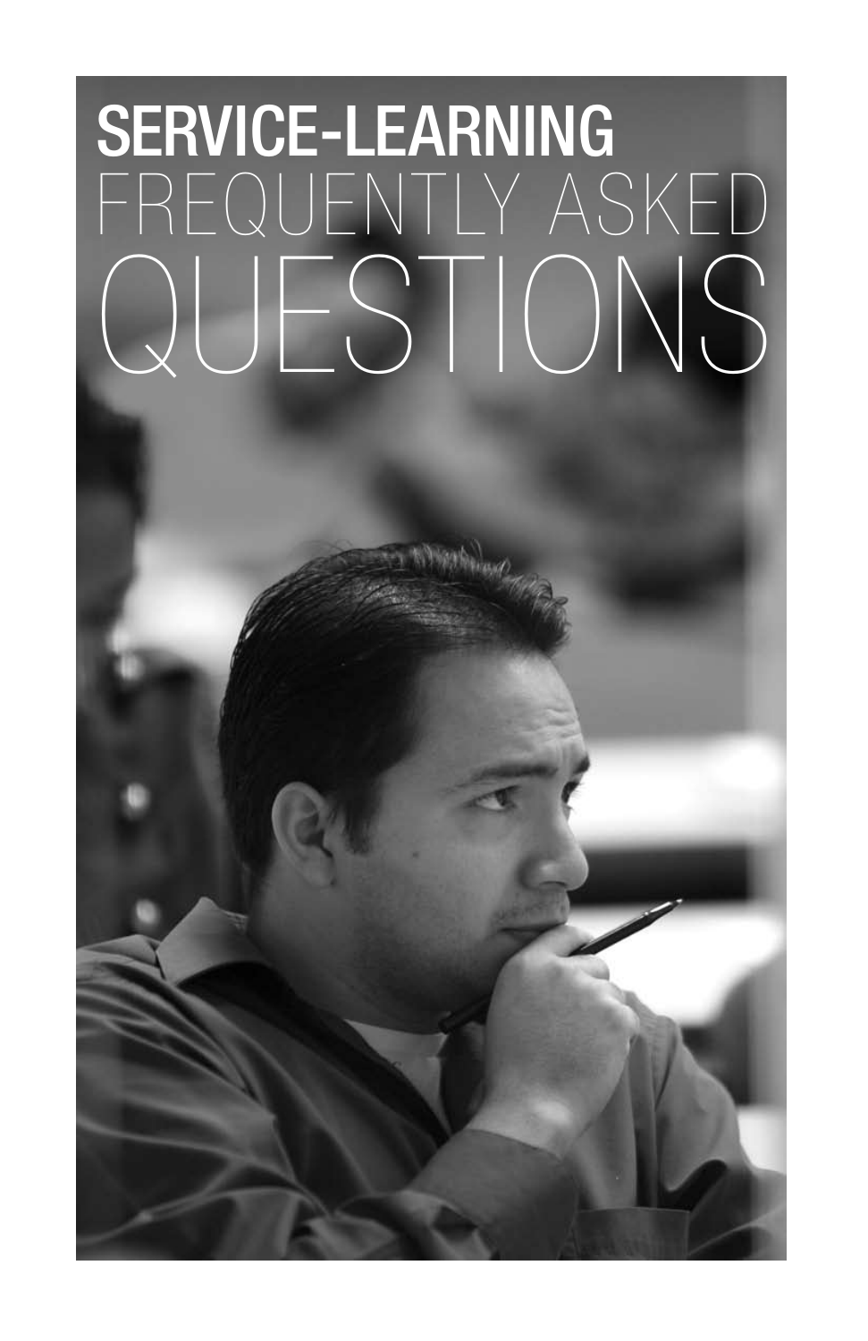# SERVICE-LEARNING FREQUENTLY ASKED QUESTIONS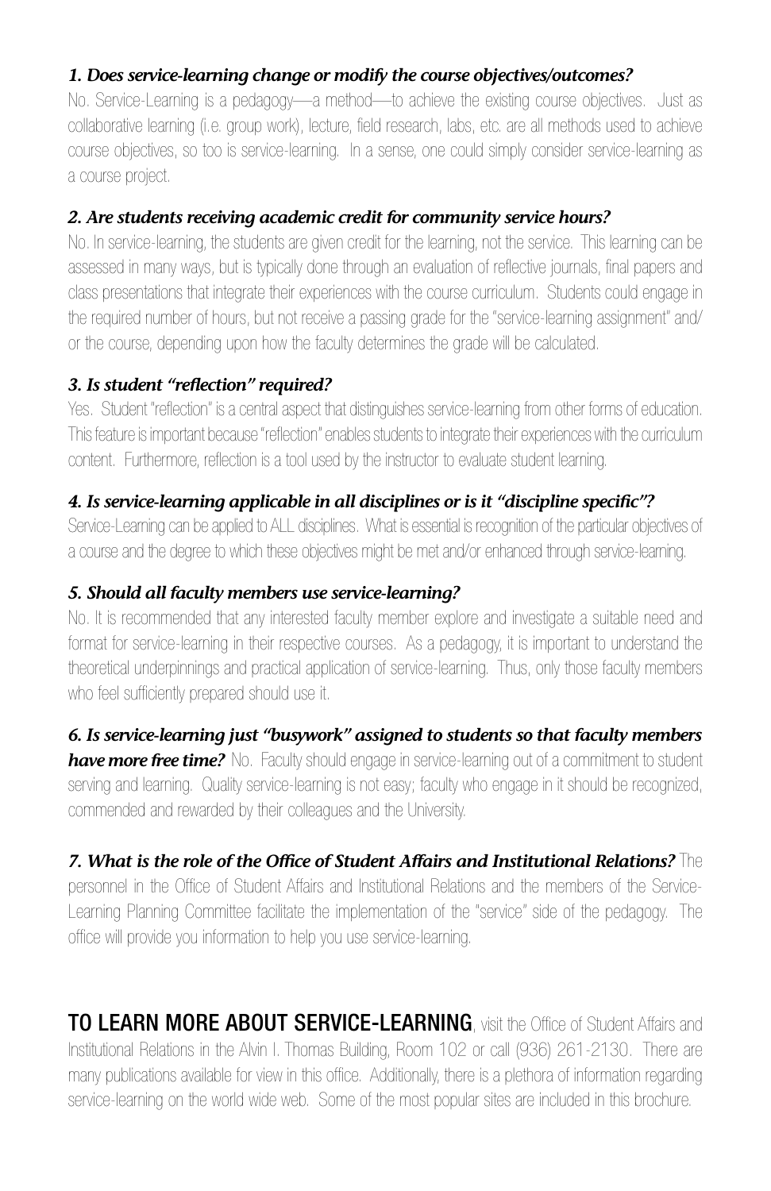***1. Does service-learning change or modify the course objectives/outcomes?***

No. Service-Learning is a pedagogy—a method—to achieve the existing course objectives. Just as collaborative learning (i.e. group work), lecture, field research, labs, etc. are all methods used to achieve course objectives, so too is service-learning. In a sense, one could simply consider service-learning as a course project.

***2. Are students receiving academic credit for community service hours?***

No. In service-learning, the students are given credit for the learning, not the service. This learning can be assessed in many ways, but is typically done through an evaluation of reflective journals, final papers and class presentations that integrate their experiences with the course curriculum. Students could engage in the required number of hours, but not receive a passing grade for the "service-learning assignment" and/or the course, depending upon how the faculty determines the grade will be calculated.

***3. Is student "reflection" required?***

Yes. Student "reflection" is a central aspect that distinguishes service-learning from other forms of education. This feature is important because "reflection" enables students to integrate their experiences with the curriculum content. Furthermore, reflection is a tool used by the instructor to evaluate student learning.

***4. Is service-learning applicable in all disciplines or is it "discipline specific"?***

Service-Learning can be applied to ALL disciplines. What is essential is recognition of the particular objectives of a course and the degree to which these objectives might be met and/or enhanced through service-learning.

***5. Should all faculty members use service-learning?***

No. It is recommended that any interested faculty member explore and investigate a suitable need and format for service-learning in their respective courses. As a pedagogy, it is important to understand the theoretical underpinnings and practical application of service-learning. Thus, only those faculty members who feel sufficiently prepared should use it.

***6. Is service-learning just "busywork" assigned to students so that faculty members have more free time?*** No. Faculty should engage in service-learning out of a commitment to student serving and learning. Quality service-learning is not easy; faculty who engage in it should be recognized, commended and rewarded by their colleagues and the University.

***7. What is the role of the Office of Student Affairs and Institutional Relations?*** The personnel in the Office of Student Affairs and Institutional Relations and the members of the Service-Learning Planning Committee facilitate the implementation of the "service" side of the pedagogy. The office will provide you information to help you use service-learning.

**TO LEARN MORE ABOUT SERVICE-LEARNING**, visit the Office of Student Affairs and Institutional Relations in the Alvin I. Thomas Building, Room 102 or call (936) 261-2130. There are many publications available for view in this office. Additionally, there is a plethora of information regarding service-learning on the world wide web. Some of the most popular sites are included in this brochure.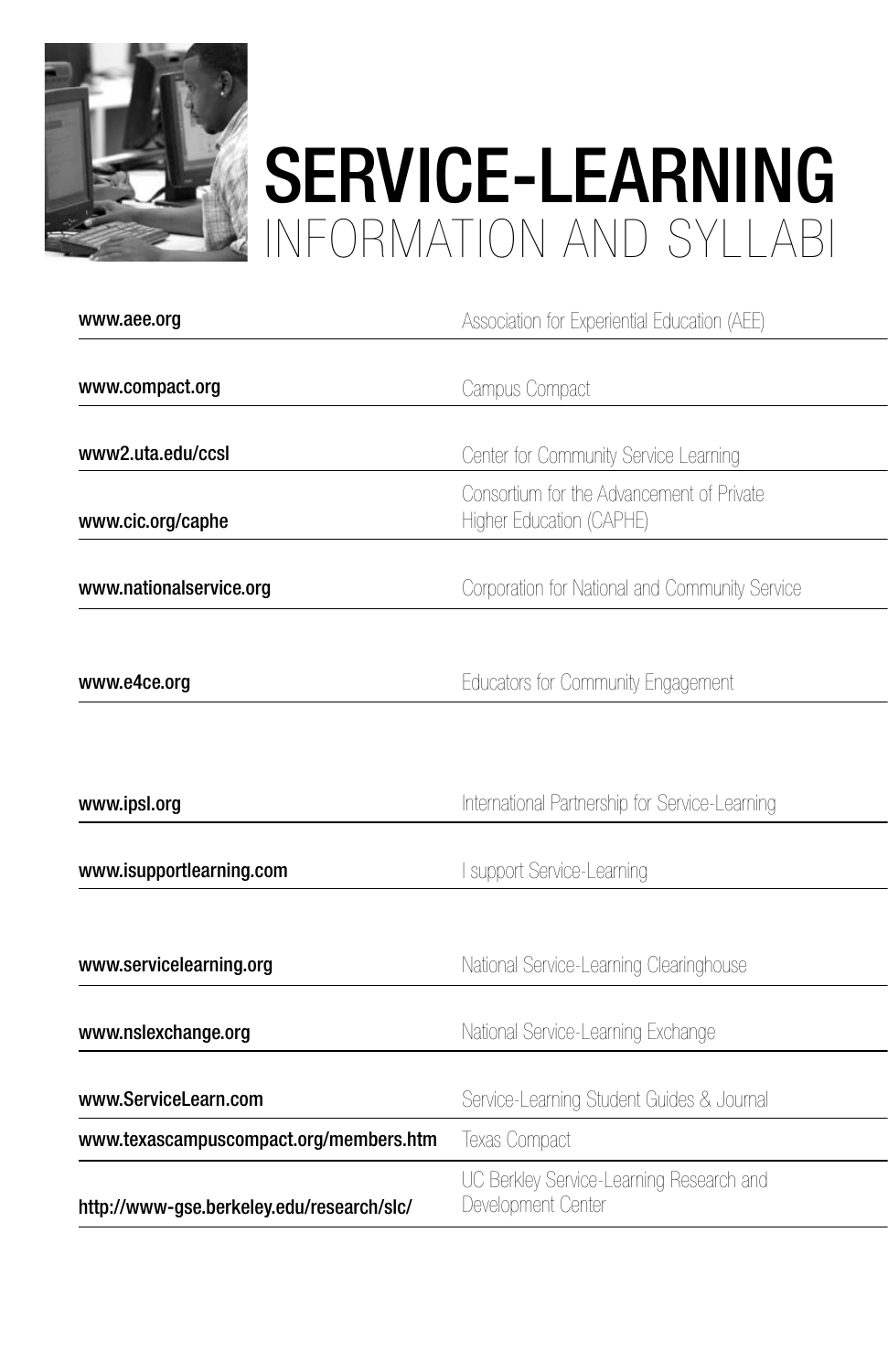# SERVICE-LEARNING
## INFORMATION AND SYLLABI

| | |
|---|---|
| www.aee.org | Association for Experiential Education (AEE) |
| www.compact.org | Campus Compact |
| www2.uta.edu/ccsl | Center for Community Service Learning |
| www.cic.org/caphe | Consortium for the Advancement of Private Higher Education (CAPHE) |
| www.nationalservice.org | Corporation for National and Community Service |
| www.e4ce.org | Educators for Community Engagement |
| www.ipsl.org | International Partnership for Service-Learning |
| www.isupportlearning.com | I support Service-Learning |
| www.servicelearning.org | National Service-Learning Clearinghouse |
| www.nslexchange.org | National Service-Learning Exchange |
| www.ServiceLearn.com | Service-Learning Student Guides & Journal |
| www.texascampuscompact.org/members.htm | Texas Compact |
| http://www-gse.berkeley.edu/research/slc/ | UC Berkley Service-Learning Research and Development Center |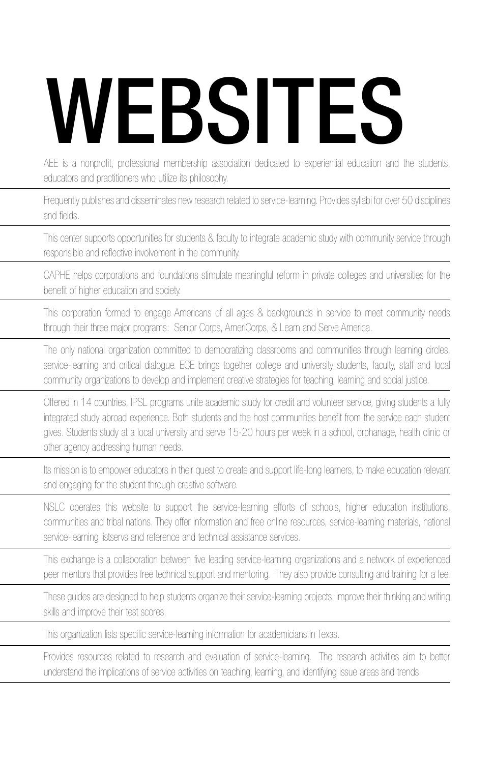# WEBSITES

AEE is a nonprofit, professional membership association dedicated to experiential education and the students, educators and practitioners who utilize its philosophy.

---

Frequently publishes and disseminates new research related to service-learning. Provides syllabi for over 50 disciplines and fields.

---

This center supports opportunities for students & faculty to integrate academic study with community service through responsible and reflective involvement in the community.

---

CAPHE helps corporations and foundations stimulate meaningful reform in private colleges and universities for the benefit of higher education and society.

---

This corporation formed to engage Americans of all ages & backgrounds in service to meet community needs through their three major programs: Senior Corps, AmeriCorps, & Learn and Serve America.

---

The only national organization committed to democratizing classrooms and communities through learning circles, service-learning and critical dialogue. ECE brings together college and university students, faculty, staff and local community organizations to develop and implement creative strategies for teaching, learning and social justice.

---

Offered in 14 countries, IPSL programs unite academic study for credit and volunteer service, giving students a fully integrated study abroad experience. Both students and the host communities benefit from the service each student gives. Students study at a local university and serve 15-20 hours per week in a school, orphanage, health clinic or other agency addressing human needs.

---

Its mission is to empower educators in their quest to create and support life-long learners, to make education relevant and engaging for the student through creative software.

---

NSLC operates this website to support the service-learning efforts of schools, higher education institutions, communities and tribal nations. They offer information and free online resources, service-learning materials, national service-learning listservs and reference and technical assistance services.

---

This exchange is a collaboration between five leading service-learning organizations and a network of experienced peer mentors that provides free technical support and mentoring. They also provide consulting and training for a fee.

---

These guides are designed to help students organize their service-learning projects, improve their thinking and writing skills and improve their test scores.

---

This organization lists specific service-learning information for academicians in Texas.

---

Provides resources related to research and evaluation of service-learning. The research activities aim to better understand the implications of service activities on teaching, learning, and identifying issue areas and trends.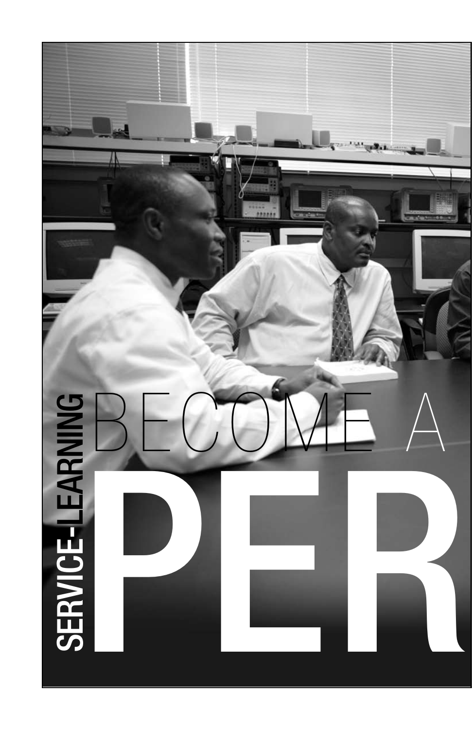SERVICE-LEARNING

# BECOME A

# PER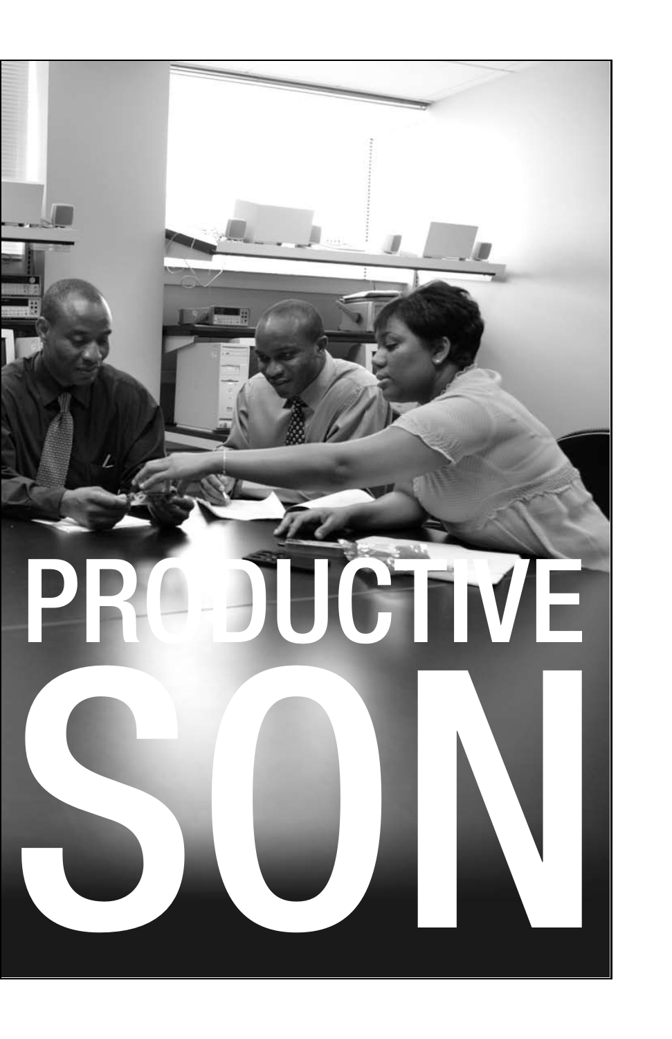# PRODUCTIVE SON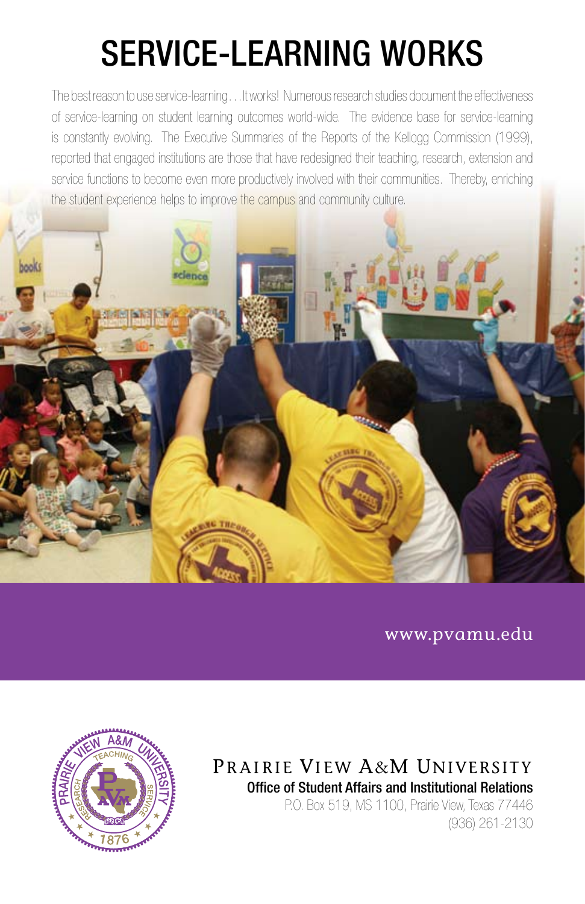# SERVICE-LEARNING WORKS

The best reason to use service-learning…It works! Numerous research studies document the effectiveness of service-learning on student learning outcomes world-wide. The evidence base for service-learning is constantly evolving. The Executive Summaries of the Reports of the Kellogg Commission (1999), reported that engaged institutions are those that have redesigned their teaching, research, extension and service functions to become even more productively involved with their communities. Thereby, enriching the student experience helps to improve the campus and community culture.

www.pvamu.edu

PRAIRIE VIEW A&M UNIVERSITY

**Office of Student Affairs and Institutional Relations**

P.O. Box 519, MS 1100, Prairie View, Texas 77446

(936) 261-2130